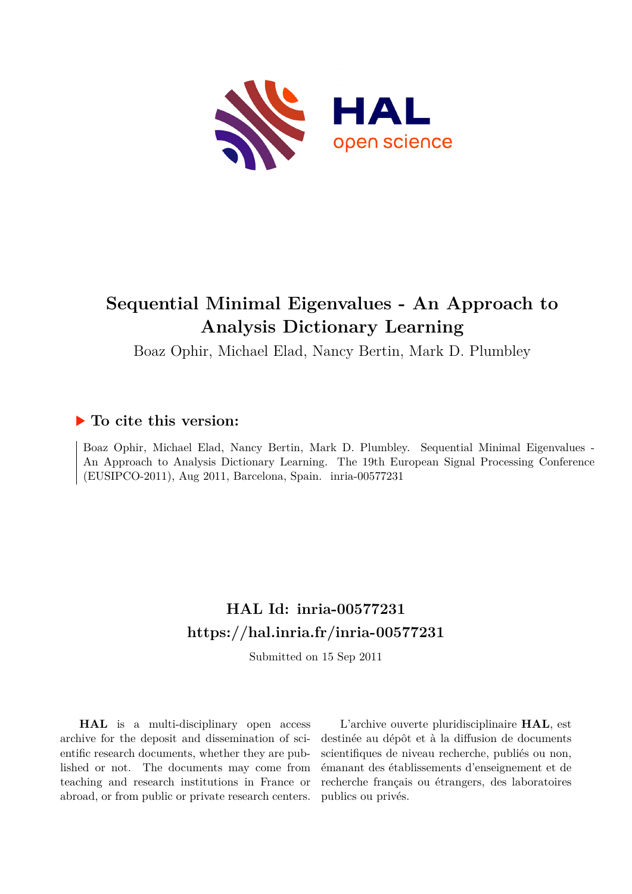# Sequential Minimal Eigenvalues - An Approach to Analysis Dictionary Learning

Boaz Ophir, Michael Elad, Nancy Bertin, Mark D. Plumbley

## ▶ To cite this version:

Boaz Ophir, Michael Elad, Nancy Bertin, Mark D. Plumbley. Sequential Minimal Eigenvalues - An Approach to Analysis Dictionary Learning. The 19th European Signal Processing Conference (EUSIPCO-2011), Aug 2011, Barcelona, Spain. inria-00577231

## HAL Id: inria-00577231

## https://hal.inria.fr/inria-00577231

Submitted on 15 Sep 2011

**HAL** is a multi-disciplinary open access archive for the deposit and dissemination of scientific research documents, whether they are published or not. The documents may come from teaching and research institutions in France or abroad, or from public or private research centers.

L'archive ouverte pluridisciplinaire **HAL**, est destinée au dépôt et à la diffusion de documents scientifiques de niveau recherche, publiés ou non, émanant des établissements d'enseignement et de recherche français ou étrangers, des laboratoires publics ou privés.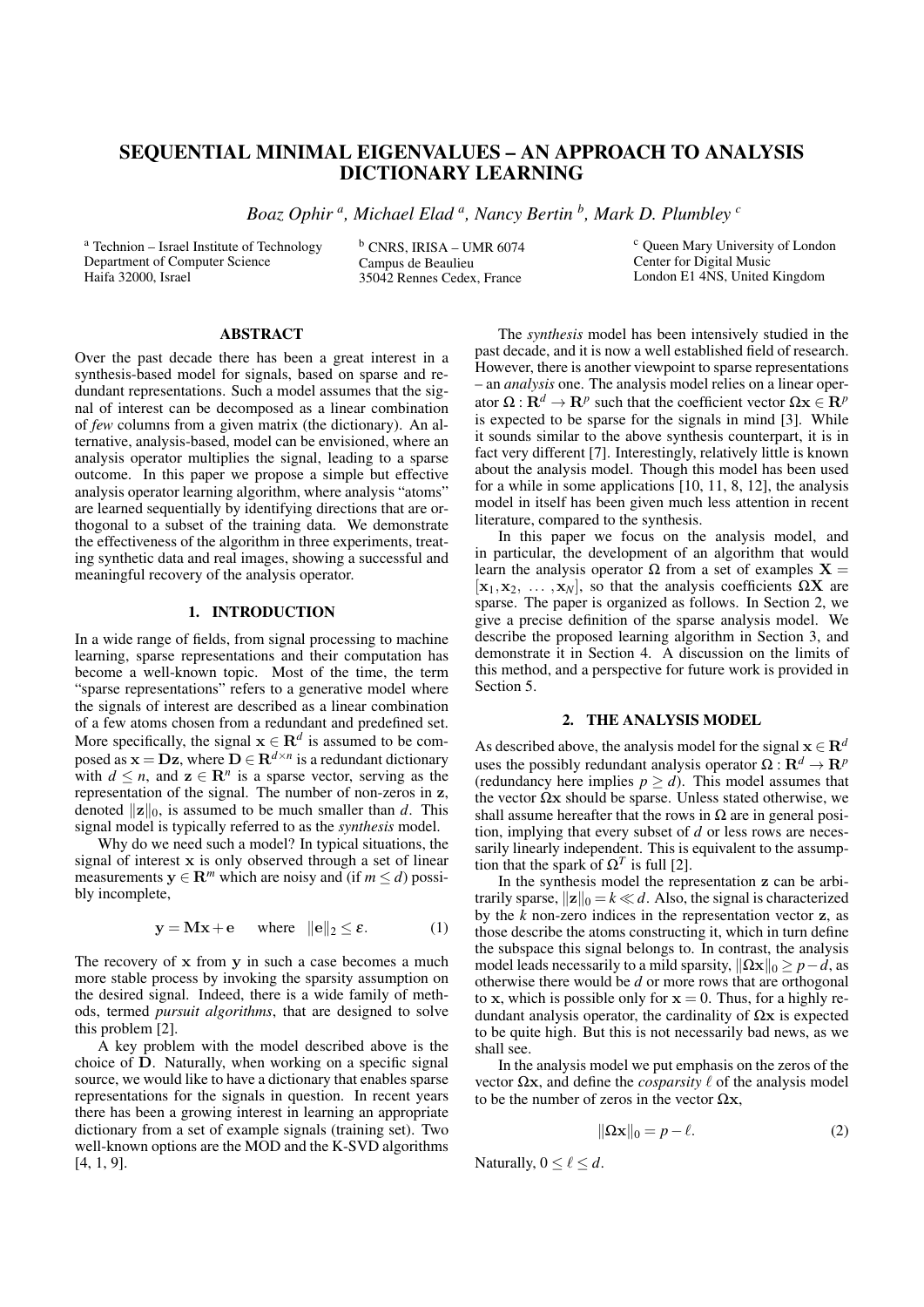# SEQUENTIAL MINIMAL EIGENVALUES – AN APPROACH TO ANALYSIS DICTIONARY LEARNING

*Boaz Ophir [a], Michael Elad [a], Nancy Bertin [b], Mark D. Plumbley [c]*

[a] Technion – Israel Institute of Technology
Department of Computer Science
Haifa 32000, Israel

[b] CNRS, IRISA – UMR 6074
Campus de Beaulieu
35042 Rennes Cedex, France

[c] Queen Mary University of London
Center for Digital Music
London E1 4NS, United Kingdom

## ABSTRACT

Over the past decade there has been a great interest in a synthesis-based model for signals, based on sparse and redundant representations. Such a model assumes that the signal of interest can be decomposed as a linear combination of *few* columns from a given matrix (the dictionary). An alternative, analysis-based, model can be envisioned, where an analysis operator multiplies the signal, leading to a sparse outcome. In this paper we propose a simple but effective analysis operator learning algorithm, where analysis "atoms" are learned sequentially by identifying directions that are orthogonal to a subset of the training data. We demonstrate the effectiveness of the algorithm in three experiments, treating synthetic data and real images, showing a successful and meaningful recovery of the analysis operator.

## 1. INTRODUCTION

In a wide range of fields, from signal processing to machine learning, sparse representations and their computation has become a well-known topic. Most of the time, the term "sparse representations" refers to a generative model where the signals of interest are described as a linear combination of a few atoms chosen from a redundant and predefined set. More specifically, the signal $\mathbf{x} \in \mathbf{R}^d$ is assumed to be composed as $\mathbf{x} = \mathbf{D}\mathbf{z}$, where $\mathbf{D} \in \mathbf{R}^{d \times n}$ is a redundant dictionary with $d \leq n$, and $\mathbf{z} \in \mathbf{R}^n$ is a sparse vector, serving as the representation of the signal. The number of non-zeros in $\mathbf{z}$, denoted $\|\mathbf{z}\|_0$, is assumed to be much smaller than $d$. This signal model is typically referred to as the *synthesis* model.

Why do we need such a model? In typical situations, the signal of interest $\mathbf{x}$ is only observed through a set of linear measurements $\mathbf{y} \in \mathbf{R}^m$ which are noisy and (if $m \leq d$) possibly incomplete,

$$\mathbf{y} = \mathbf{M}\mathbf{x} + \mathbf{e} \quad \text{where} \quad \|\mathbf{e}\|_2 \leq \varepsilon. \tag{1}$$

The recovery of $\mathbf{x}$ from $\mathbf{y}$ in such a case becomes a much more stable process by invoking the sparsity assumption on the desired signal. Indeed, there is a wide family of methods, termed *pursuit algorithms*, that are designed to solve this problem [2].

A key problem with the model described above is the choice of $\mathbf{D}$. Naturally, when working on a specific signal source, we would like to have a dictionary that enables sparse representations for the signals in question. In recent years there has been a growing interest in learning an appropriate dictionary from a set of example signals (training set). Two well-known options are the MOD and the K-SVD algorithms [4, 1, 9].

The *synthesis* model has been intensively studied in the past decade, and it is now a well established field of research. However, there is another viewpoint to sparse representations – an *analysis* one. The analysis model relies on a linear operator $\Omega : \mathbf{R}^d \to \mathbf{R}^p$ such that the coefficient vector $\Omega\mathbf{x} \in \mathbf{R}^p$ is expected to be sparse for the signals in mind [3]. While it sounds similar to the above synthesis counterpart, it is in fact very different [7]. Interestingly, relatively little is known about the analysis model. Though this model has been used for a while in some applications [10, 11, 8, 12], the analysis model in itself has been given much less attention in recent literature, compared to the synthesis.

In this paper we focus on the analysis model, and in particular, the development of an algorithm that would learn the analysis operator $\Omega$ from a set of examples $\mathbf{X} = [\mathbf{x}_1, \mathbf{x}_2, \ldots, \mathbf{x}_N]$, so that the analysis coefficients $\Omega\mathbf{X}$ are sparse. The paper is organized as follows. In Section 2, we give a precise definition of the sparse analysis model. We describe the proposed learning algorithm in Section 3, and demonstrate it in Section 4. A discussion on the limits of this method, and a perspective for future work is provided in Section 5.

## 2. THE ANALYSIS MODEL

As described above, the analysis model for the signal $\mathbf{x} \in \mathbf{R}^d$ uses the possibly redundant analysis operator $\Omega : \mathbf{R}^d \to \mathbf{R}^p$ (redundancy here implies $p \geq d$). This model assumes that the vector $\Omega\mathbf{x}$ should be sparse. Unless stated otherwise, we shall assume hereafter that the rows in $\Omega$ are in general position, implying that every subset of *d* or less rows are necessarily linearly independent. This is equivalent to the assumption that the spark of $\Omega^T$ is full [2].

In the synthesis model the representation $\mathbf{z}$ can be arbitrarily sparse, $\|\mathbf{z}\|_0 = k \ll d$. Also, the signal is characterized by the $k$ non-zero indices in the representation vector $\mathbf{z}$, as those describe the atoms constructing it, which in turn define the subspace this signal belongs to. In contrast, the analysis model leads necessarily to a mild sparsity, $\|\Omega\mathbf{x}\|_0 \geq p - d$, as otherwise there would be *d* or more rows that are orthogonal to $\mathbf{x}$, which is possible only for $\mathbf{x} = 0$. Thus, for a highly redundant analysis operator, the cardinality of $\Omega\mathbf{x}$ is expected to be quite high. But this is not necessarily bad news, as we shall see.

In the analysis model we put emphasis on the zeros of the vector $\Omega\mathbf{x}$, and define the *cosparsity* $\ell$ of the analysis model to be the number of zeros in the vector $\Omega\mathbf{x}$,

$$\|\Omega\mathbf{x}\|_0 = p - \ell. \tag{2}$$

Naturally, $0 \leq \ell \leq d$.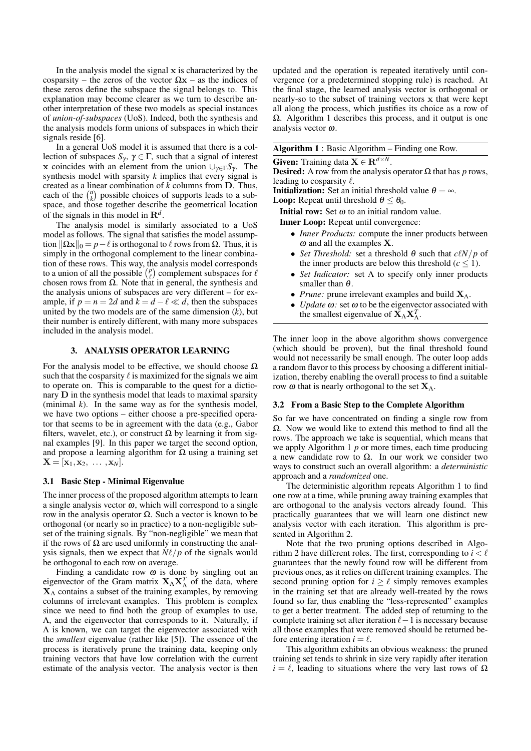In the analysis model the signal $\mathbf{x}$ is characterized by the cosparsity – the zeros of the vector $\Omega\mathbf{x}$ – as the indices of these zeros define the subspace the signal belongs to. This explanation may become clearer as we turn to describe another interpretation of these two models as special instances of *union-of-subspaces* (UoS). Indeed, both the synthesis and the analysis models form unions of subspaces in which their signals reside [6].

In a general UoS model it is assumed that there is a collection of subspaces $S_\gamma$, $\gamma \in \Gamma$, such that a signal of interest $\mathbf{x}$ coincides with an element from the union $\cup_{\gamma\in\Gamma} S_\gamma$. The synthesis model with sparsity $k$ implies that every signal is created as a linear combination of $k$ columns from $\mathbf{D}$. Thus, each of the $\binom{n}{k}$ possible choices of supports leads to a subspace, and those together describe the geometrical location of the signals in this model in $\mathbf{R}^d$.

The analysis model is similarly associated to a UoS model as follows. The signal that satisfies the model assumption $\|\Omega\mathbf{x}\|_0 = p - \ell$ is orthogonal to $\ell$ rows from $\Omega$. Thus, it is simply in the orthogonal complement to the linear combination of these rows. This way, the analysis model corresponds to a union of all the possible $\binom{p}{\ell}$ complement subspaces for $\ell$ chosen rows from $\Omega$. Note that in general, the synthesis and the analysis unions of subspaces are very different – for example, if $p = n = 2d$ and $k = d - \ell \ll d$, then the subspaces united by the two models are of the same dimension ($k$), but their number is entirely different, with many more subspaces included in the analysis model.

## 3. ANALYSIS OPERATOR LEARNING

For the analysis model to be effective, we should choose $\Omega$ such that the cosparsity $\ell$ is maximized for the signals we aim to operate on. This is comparable to the quest for a dictionary $\mathbf{D}$ in the synthesis model that leads to maximal sparsity (minimal $k$). In the same way as for the synthesis model, we have two options – either choose a pre-specified operator that seems to be in agreement with the data (e.g., Gabor filters, wavelet, etc.), or construct $\Omega$ by learning it from signal examples [9]. In this paper we target the second option, and propose a learning algorithm for $\Omega$ using a training set $\mathbf{X} = [\mathbf{x}_1, \mathbf{x}_2, \ \ldots \ , \mathbf{x}_N]$.

### 3.1 Basic Step - Minimal Eigenvalue

The inner process of the proposed algorithm attempts to learn a single analysis vector $\omega$, which will correspond to a single row in the analysis operator $\Omega$. Such a vector is known to be orthogonal (or nearly so in practice) to a non-negligible subset of the training signals. By "non-negligible" we mean that if the rows of $\Omega$ are used uniformly in constructing the analysis signals, then we expect that $N\ell/p$ of the signals would be orthogonal to each row on average.

Finding a candidate row $\omega$ is done by singling out an eigenvector of the Gram matrix $\mathbf{X}_\Lambda \mathbf{X}_\Lambda^T$ of the data, where $\mathbf{X}_\Lambda$ contains a subset of the training examples, by removing columns of irrelevant examples. This problem is complex since we need to find both the group of examples to use, $\Lambda$, and the eigenvector that corresponds to it. Naturally, if $\Lambda$ is known, we can target the eigenvector associated with the *smallest* eigenvalue (rather like [5]). The essence of the process is iteratively prune the training data, keeping only training vectors that have low correlation with the current estimate of the analysis vector. The analysis vector is then updated and the operation is repeated iteratively until convergence (or a predetermined stopping rule) is reached. At the final stage, the learned analysis vector is orthogonal or nearly-so to the subset of training vectors $\mathbf{x}$ that were kept all along the process, which justifies its choice as a row of $\Omega$. Algorithm 1 describes this process, and it output is one analysis vector $\omega$.

---

**Algorithm 1** : Basic Algorithm – Finding one Row.

---

**Given:** Training data $\mathbf{X} \in \mathbf{R}^{d\times N}$.

**Desired:** A row from the analysis operator $\Omega$ that has $p$ rows, leading to cosparsity $\ell$.

**Initialization:** Set an initial threshold value $\theta = \infty$.

**Loop:** Repeat until threshold $\theta \leq \theta_0$.

**Initial row:** Set $\omega$ to an initial random value.

**Inner Loop:** Repeat until convergence:

- *Inner Products:* compute the inner products between $\omega$ and all the examples $\mathbf{X}$.
- *Set Threshold:* set a threshold $\theta$ such that $c\ell N/p$ of the inner products are below this threshold ($c \leq 1$).
- *Set Indicator:* set $\Lambda$ to specify only inner products smaller than $\theta$.
- *Prune:* prune irrelevant examples and build $\mathbf{X}_\Lambda$.
- *Update $\omega$:* set $\omega$ to be the eigenvector associated with the smallest eigenvalue of $\mathbf{X}_\Lambda \mathbf{X}_\Lambda^T$.

---

The inner loop in the above algorithm shows convergence (which should be proven), but the final threshold found would not necessarily be small enough. The outer loop adds a random flavor to this process by choosing a different initialization, thereby enabling the overall process to find a suitable row $\omega$ that is nearly orthogonal to the set $\mathbf{X}_\Lambda$.

### 3.2 From a Basic Step to the Complete Algorithm

So far we have concentrated on finding a single row from $\Omega$. Now we would like to extend this method to find all the rows. The approach we take is sequential, which means that we apply Algorithm 1 $p$ or more times, each time producing a new candidate row to $\Omega$. In our work we consider two ways to construct such an overall algorithm: a *deterministic* approach and a *randomized* one.

The deterministic algorithm repeats Algorithm 1 to find one row at a time, while pruning away training examples that are orthogonal to the analysis vectors already found. This practically guarantees that we will learn one distinct new analysis vector with each iteration. This algorithm is presented in Algorithm 2.

Note that the two pruning options described in Algorithm 2 have different roles. The first, corresponding to $i < \ell$ guarantees that the newly found row will be different from previous ones, as it relies on different training examples. The second pruning option for $i \geq \ell$ simply removes examples in the training set that are already well-treated by the rows found so far, thus enabling the "less-represented" examples to get a better treatment. The added step of returning to the complete training set after iteration $\ell - 1$ is necessary because all those examples that were removed should be returned before entering iteration $i = \ell$.

This algorithm exhibits an obvious weakness: the pruned training set tends to shrink in size very rapidly after iteration $i = \ell$, leading to situations where the very last rows of $\Omega$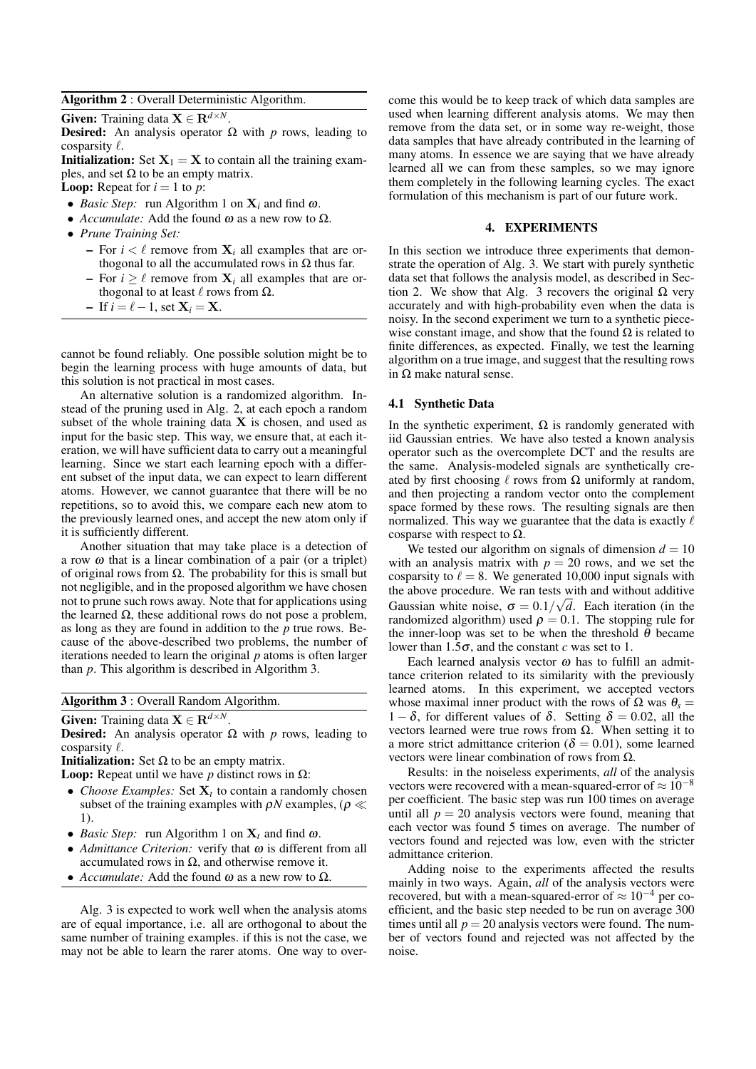**Algorithm 2** : Overall Deterministic Algorithm.

**Given:** Training data $\mathbf{X} \in \mathbf{R}^{d \times N}$.

**Desired:** An analysis operator $\Omega$ with $p$ rows, leading to cosparsity $\ell$.

**Initialization:** Set $\mathbf{X}_1 = \mathbf{X}$ to contain all the training examples, and set $\Omega$ to be an empty matrix.

**Loop:** Repeat for $i = 1$ to $p$:

- *Basic Step:* run Algorithm 1 on $\mathbf{X}_i$ and find $\omega$.
- *Accumulate:* Add the found $\omega$ as a new row to $\Omega$.
- *Prune Training Set:*
  - For $i < \ell$ remove from $\mathbf{X}_i$ all examples that are orthogonal to all the accumulated rows in $\Omega$ thus far.
  - For $i \geq \ell$ remove from $\mathbf{X}_i$ all examples that are orthogonal to at least $\ell$ rows from $\Omega$.
  - If $i = \ell - 1$, set $\mathbf{X}_i = \mathbf{X}$.

cannot be found reliably. One possible solution might be to begin the learning process with huge amounts of data, but this solution is not practical in most cases.

An alternative solution is a randomized algorithm. Instead of the pruning used in Alg. 2, at each epoch a random subset of the whole training data $\mathbf{X}$ is chosen, and used as input for the basic step. This way, we ensure that, at each iteration, we will have sufficient data to carry out a meaningful learning. Since we start each learning epoch with a different subset of the input data, we can expect to learn different atoms. However, we cannot guarantee that there will be no repetitions, so to avoid this, we compare each new atom to the previously learned ones, and accept the new atom only if it is sufficiently different.

Another situation that may take place is a detection of a row $\omega$ that is a linear combination of a pair (or a triplet) of original rows from $\Omega$. The probability for this is small but not negligible, and in the proposed algorithm we have chosen not to prune such rows away. Note that for applications using the learned $\Omega$, these additional rows do not pose a problem, as long as they are found in addition to the $p$ true rows. Because of the above-described two problems, the number of iterations needed to learn the original $p$ atoms is often larger than $p$. This algorithm is described in Algorithm 3.

**Algorithm 3** : Overall Random Algorithm.

**Given:** Training data $\mathbf{X} \in \mathbf{R}^{d \times N}$.

**Desired:** An analysis operator $\Omega$ with $p$ rows, leading to cosparsity $\ell$.

**Initialization:** Set $\Omega$ to be an empty matrix.

**Loop:** Repeat until we have $p$ distinct rows in $\Omega$:

- *Choose Examples:* Set $\mathbf{X}_t$ to contain a randomly chosen subset of the training examples with $\rho N$ examples, ($\rho \ll 1$).
- *Basic Step:* run Algorithm 1 on $\mathbf{X}_t$ and find $\omega$.
- *Admittance Criterion:* verify that $\omega$ is different from all accumulated rows in $\Omega$, and otherwise remove it.
- *Accumulate:* Add the found $\omega$ as a new row to $\Omega$.

Alg. 3 is expected to work well when the analysis atoms are of equal importance, i.e. all are orthogonal to about the same number of training examples. if this is not the case, we may not be able to learn the rarer atoms. One way to overcome this would be to keep track of which data samples are used when learning different analysis atoms. We may then remove from the data set, or in some way re-weight, those data samples that have already contributed in the learning of many atoms. In essence we are saying that we have already learned all we can from these samples, so we may ignore them completely in the following learning cycles. The exact formulation of this mechanism is part of our future work.

## 4. EXPERIMENTS

In this section we introduce three experiments that demonstrate the operation of Alg. 3. We start with purely synthetic data set that follows the analysis model, as described in Section 2. We show that Alg. 3 recovers the original $\Omega$ very accurately and with high-probability even when the data is noisy. In the second experiment we turn to a synthetic piecewise constant image, and show that the found $\Omega$ is related to finite differences, as expected. Finally, we test the learning algorithm on a true image, and suggest that the resulting rows in $\Omega$ make natural sense.

### 4.1 Synthetic Data

In the synthetic experiment, $\Omega$ is randomly generated with iid Gaussian entries. We have also tested a known analysis operator such as the overcomplete DCT and the results are the same. Analysis-modeled signals are synthetically created by first choosing $\ell$ rows from $\Omega$ uniformly at random, and then projecting a random vector onto the complement space formed by these rows. The resulting signals are then normalized. This way we guarantee that the data is exactly $\ell$ cosparse with respect to $\Omega$.

We tested our algorithm on signals of dimension $d = 10$ with an analysis matrix with $p = 20$ rows, and we set the cosparsity to $\ell = 8$. We generated 10,000 input signals with the above procedure. We ran tests with and without additive Gaussian white noise, $\sigma = 0.1/\sqrt{d}$. Each iteration (in the randomized algorithm) used $\rho = 0.1$. The stopping rule for the inner-loop was set to be when the threshold $\theta$ became lower than $1.5\sigma$, and the constant $c$ was set to 1.

Each learned analysis vector $\omega$ has to fulfill an admittance criterion related to its similarity with the previously learned atoms. In this experiment, we accepted vectors whose maximal inner product with the rows of $\Omega$ was $\theta_s = 1 - \delta$, for different values of $\delta$. Setting $\delta = 0.02$, all the vectors learned were true rows from $\Omega$. When setting it to a more strict admittance criterion ($\delta = 0.01$), some learned vectors were linear combination of rows from $\Omega$.

Results: in the noiseless experiments, *all* of the analysis vectors were recovered with a mean-squared-error of $\approx 10^{-8}$ per coefficient. The basic step was run 100 times on average until all $p = 20$ analysis vectors were found, meaning that each vector was found 5 times on average. The number of vectors found and rejected was low, even with the stricter admittance criterion.

Adding noise to the experiments affected the results mainly in two ways. Again, *all* of the analysis vectors were recovered, but with a mean-squared-error of $\approx 10^{-4}$ per coefficient, and the basic step needed to be run on average 300 times until all $p = 20$ analysis vectors were found. The number of vectors found and rejected was not affected by the noise.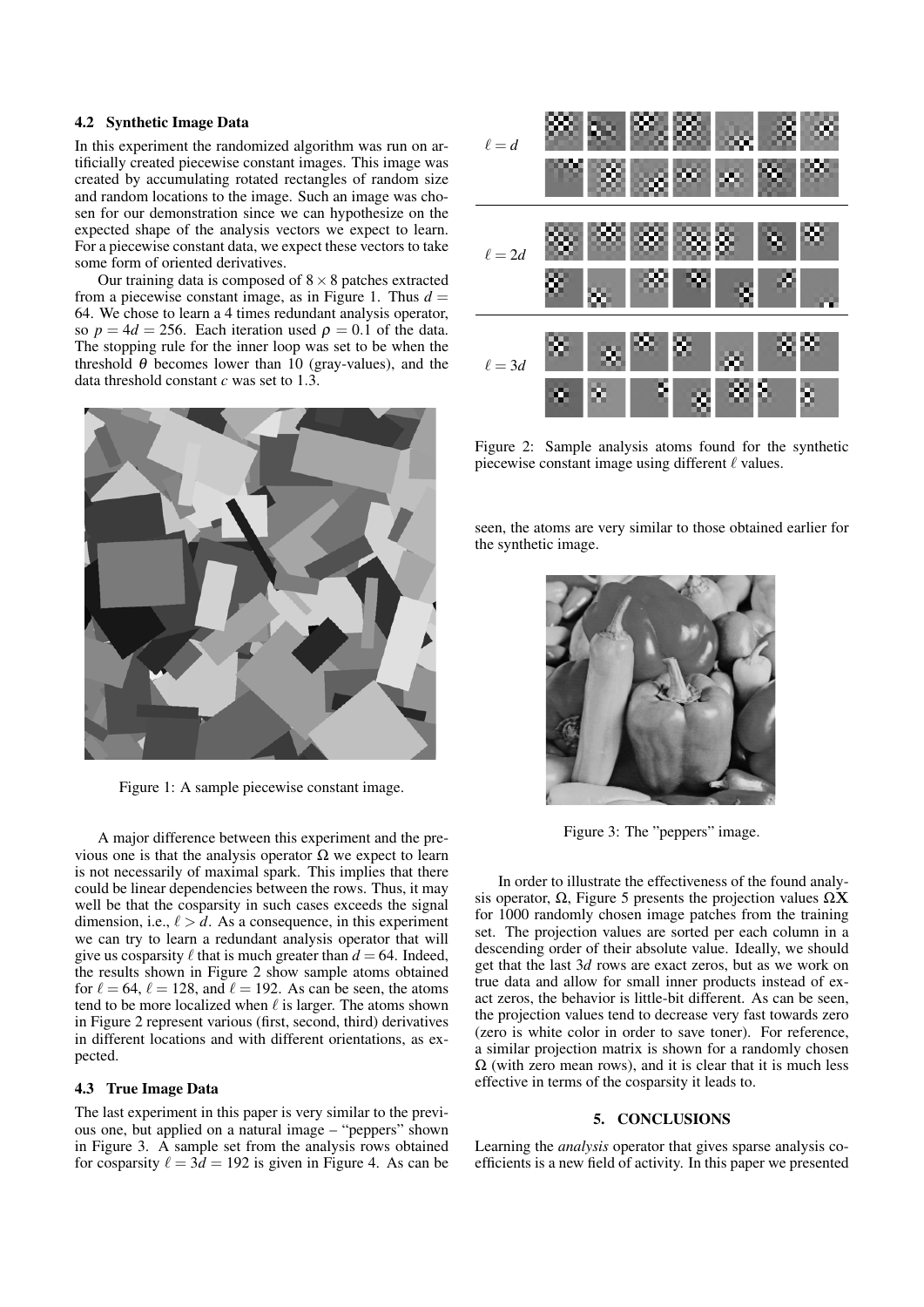### 4.2 Synthetic Image Data

In this experiment the randomized algorithm was run on artificially created piecewise constant images. This image was created by accumulating rotated rectangles of random size and random locations to the image. Such an image was chosen for our demonstration since we can hypothesize on the expected shape of the analysis vectors we expect to learn. For a piecewise constant data, we expect these vectors to take some form of oriented derivatives.

Our training data is composed of $8 \times 8$ patches extracted from a piecewise constant image, as in Figure 1. Thus $d = 64$. We chose to learn a 4 times redundant analysis operator, so $p = 4d = 256$. Each iteration used $\rho = 0.1$ of the data. The stopping rule for the inner loop was set to be when the threshold $\theta$ becomes lower than 10 (gray-values), and the data threshold constant $c$ was set to 1.3.

Figure 1: A sample piecewise constant image.

A major difference between this experiment and the previous one is that the analysis operator $\Omega$ we expect to learn is not necessarily of maximal spark. This implies that there could be linear dependencies between the rows. Thus, it may well be that the cosparsity in such cases exceeds the signal dimension, i.e., $\ell > d$. As a consequence, in this experiment we can try to learn a redundant analysis operator that will give us cosparsity $\ell$ that is much greater than $d = 64$. Indeed, the results shown in Figure 2 show sample atoms obtained for $\ell = 64$, $\ell = 128$, and $\ell = 192$. As can be seen, the atoms tend to be more localized when $\ell$ is larger. The atoms shown in Figure 2 represent various (first, second, third) derivatives in different locations and with different orientations, as expected.

Figure 2: Sample analysis atoms found for the synthetic piecewise constant image using different $\ell$ values.

### 4.3 True Image Data

The last experiment in this paper is very similar to the previous one, but applied on a natural image – "peppers" shown in Figure 3. A sample set from the analysis rows obtained for cosparsity $\ell = 3d = 192$ is given in Figure 4. As can be seen, the atoms are very similar to those obtained earlier for the synthetic image.

Figure 3: The "peppers" image.

In order to illustrate the effectiveness of the found analysis operator, $\Omega$, Figure 5 presents the projection values $\Omega\mathbf{X}$ for 1000 randomly chosen image patches from the training set. The projection values are sorted per each column in a descending order of their absolute value. Ideally, we should get that the last $3d$ rows are exact zeros, but as we work on true data and allow for small inner products instead of exact zeros, the behavior is little-bit different. As can be seen, the projection values tend to decrease very fast towards zero (zero is white color in order to save toner). For reference, a similar projection matrix is shown for a randomly chosen $\Omega$ (with zero mean rows), and it is clear that it is much less effective in terms of the cosparsity it leads to.

## 5. CONCLUSIONS

Learning the *analysis* operator that gives sparse analysis coefficients is a new field of activity. In this paper we presented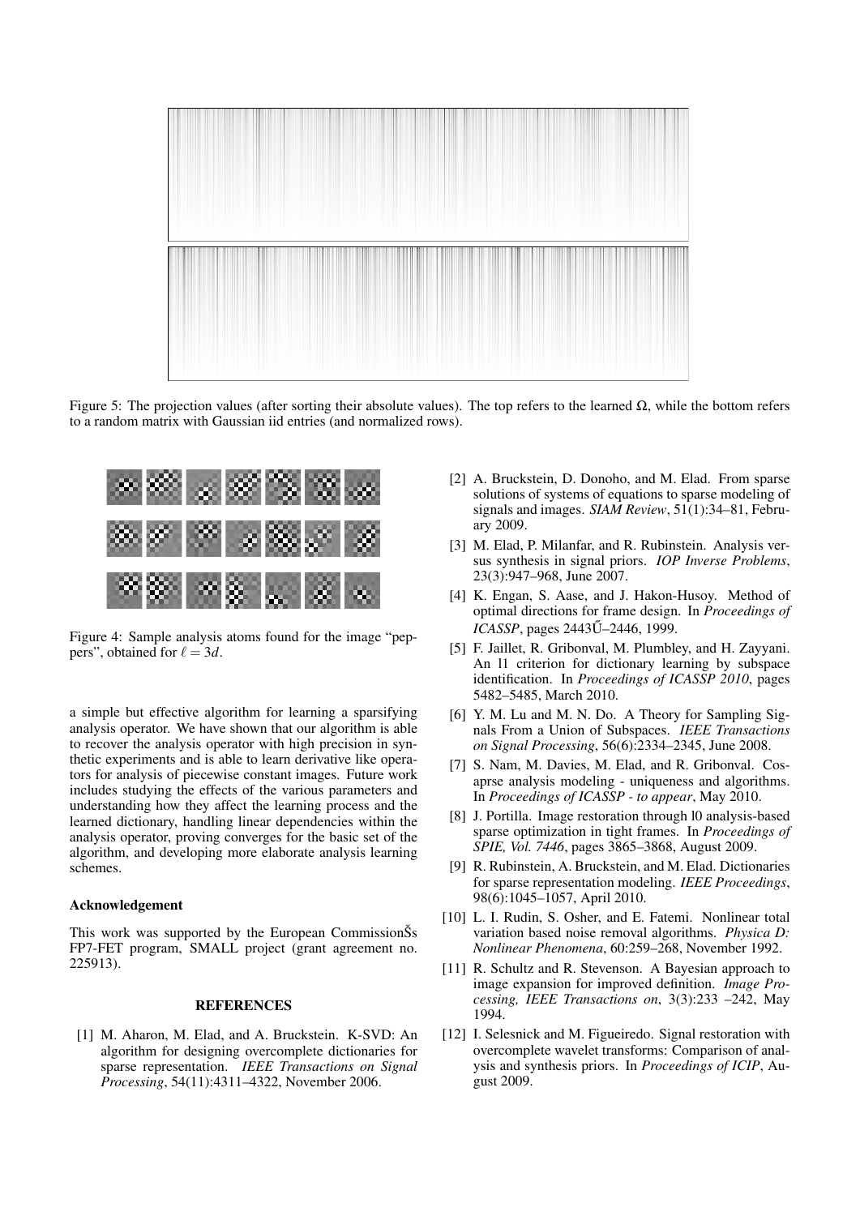Figure 5: The projection values (after sorting their absolute values). The top refers to the learned $\Omega$, while the bottom refers to a random matrix with Gaussian iid entries (and normalized rows).

Figure 4: Sample analysis atoms found for the image "peppers", obtained for $\ell = 3d$.

a simple but effective algorithm for learning a sparsifying analysis operator. We have shown that our algorithm is able to recover the analysis operator with high precision in synthetic experiments and is able to learn derivative like operators for analysis of piecewise constant images. Future work includes studying the effects of the various parameters and understanding how they affect the learning process and the learned dictionary, handling linear dependencies within the analysis operator, proving converges for the basic set of the algorithm, and developing more elaborate analysis learning schemes.

### Acknowledgement

This work was supported by the European CommissionŠs FP7-FET program, SMALL project (grant agreement no. 225913).

## REFERENCES

[1] M. Aharon, M. Elad, and A. Bruckstein. K-SVD: An algorithm for designing overcomplete dictionaries for sparse representation. *IEEE Transactions on Signal Processing*, 54(11):4311–4322, November 2006.

[2] A. Bruckstein, D. Donoho, and M. Elad. From sparse solutions of systems of equations to sparse modeling of signals and images. *SIAM Review*, 51(1):34–81, February 2009.

[3] M. Elad, P. Milanfar, and R. Rubinstein. Analysis versus synthesis in signal priors. *IOP Inverse Problems*, 23(3):947–968, June 2007.

[4] K. Engan, S. Aase, and J. Hakon-Husoy. Method of optimal directions for frame design. In *Proceedings of ICASSP*, pages 2443Ű–2446, 1999.

[5] F. Jaillet, R. Gribonval, M. Plumbley, and H. Zayyani. An l1 criterion for dictionary learning by subspace identification. In *Proceedings of ICASSP 2010*, pages 5482–5485, March 2010.

[6] Y. M. Lu and M. N. Do. A Theory for Sampling Signals From a Union of Subspaces. *IEEE Transactions on Signal Processing*, 56(6):2334–2345, June 2008.

[7] S. Nam, M. Davies, M. Elad, and R. Gribonval. Cosaprse analysis modeling - uniqueness and algorithms. In *Proceedings of ICASSP - to appear*, May 2010.

[8] J. Portilla. Image restoration through l0 analysis-based sparse optimization in tight frames. In *Proceedings of SPIE, Vol. 7446*, pages 3865–3868, August 2009.

[9] R. Rubinstein, A. Bruckstein, and M. Elad. Dictionaries for sparse representation modeling. *IEEE Proceedings*, 98(6):1045–1057, April 2010.

[10] L. I. Rudin, S. Osher, and E. Fatemi. Nonlinear total variation based noise removal algorithms. *Physica D: Nonlinear Phenomena*, 60:259–268, November 1992.

[11] R. Schultz and R. Stevenson. A Bayesian approach to image expansion for improved definition. *Image Processing, IEEE Transactions on*, 3(3):233 –242, May 1994.

[12] I. Selesnick and M. Figueiredo. Signal restoration with overcomplete wavelet transforms: Comparison of analysis and synthesis priors. In *Proceedings of ICIP*, August 2009.